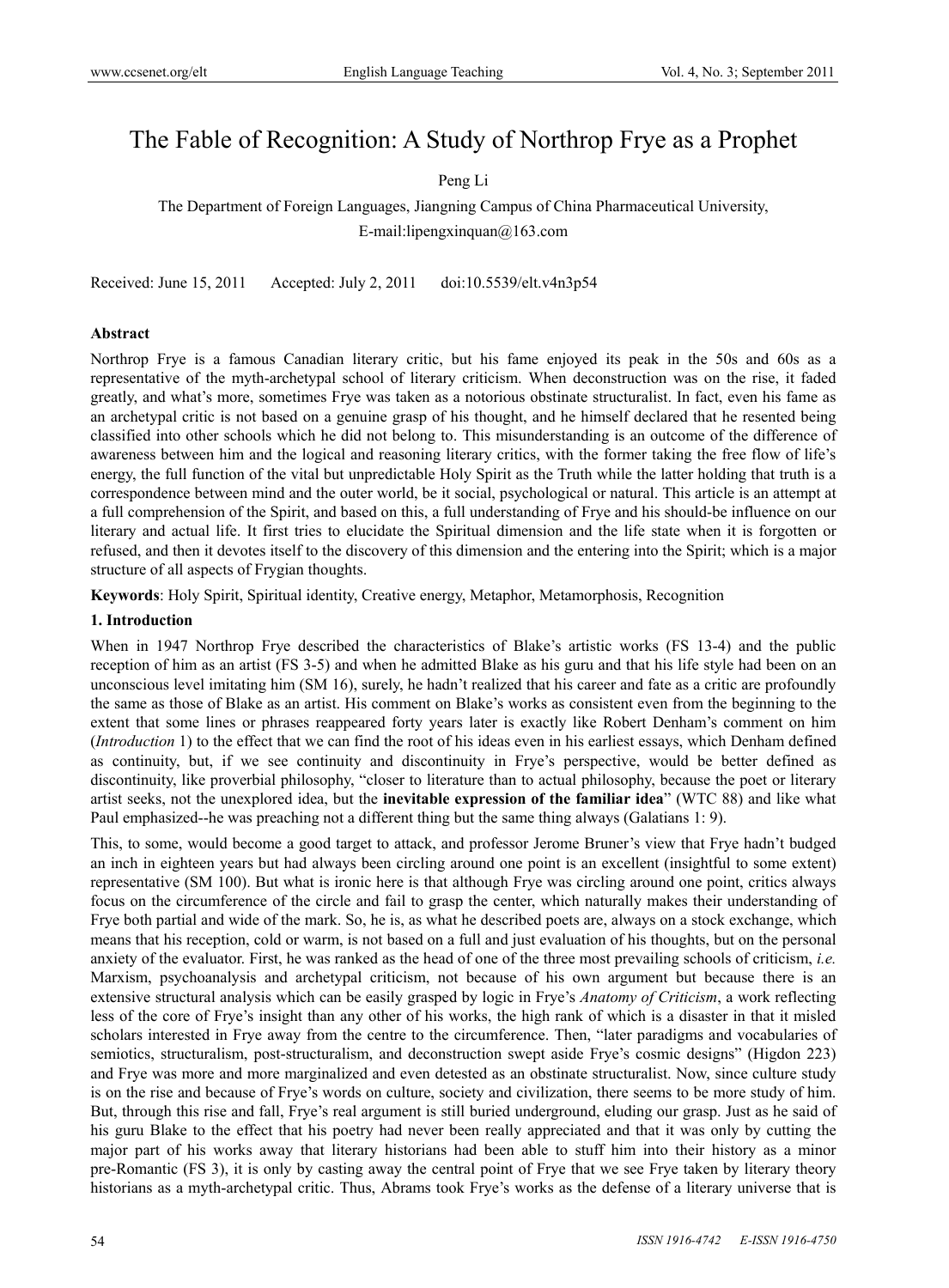# The Fable of Recognition: A Study of Northrop Frye as a Prophet

Peng Li

The Department of Foreign Languages, Jiangning Campus of China Pharmaceutical University,

E-mail:lipengxinquan@163.com

Received: June 15, 2011 Accepted: July 2, 2011 doi:10.5539/elt.v4n3p54

**Abstract**

Northrop Frye is a famous Canadian literary critic, but his fame enjoyed its peak in the 50s and 60s as a representative of the myth-archetypal school of literary criticism. When deconstruction was on the rise, it faded greatly, and what's more, sometimes Frye was taken as a notorious obstinate structuralist. In fact, even his fame as an archetypal critic is not based on a genuine grasp of his thought, and he himself declared that he resented being classified into other schools which he did not belong to. This misunderstanding is an outcome of the difference of awareness between him and the logical and reasoning literary critics, with the former taking the free flow of life's energy, the full function of the vital but unpredictable Holy Spirit as the Truth while the latter holding that truth is a correspondence between mind and the outer world, be it social, psychological or natural. This article is an attempt at a full comprehension of the Spirit, and based on this, a full understanding of Frye and his should-be influence on our literary and actual life. It first tries to elucidate the Spiritual dimension and the life state when it is forgotten or refused, and then it devotes itself to the discovery of this dimension and the entering into the Spirit; which is a major structure of all aspects of Frygian thoughts.

**Keywords**: Holy Spirit, Spiritual identity, Creative energy, Metaphor, Metamorphosis, Recognition

## 1. Introduction

When in 1947 Northrop Frye described the characteristics of Blake's artistic works (FS 13-4) and the public reception of him as an artist (FS 3-5) and when he admitted Blake as his guru and that his life style had been on an unconscious level imitating him (SM 16), surely, he hadn't realized that his career and fate as a critic are profoundly the same as those of Blake as an artist. His comment on Blake's works as consistent even from the beginning to the extent that some lines or phrases reappeared forty years later is exactly like Robert Denham's comment on him (*Introduction* 1) to the effect that we can find the root of his ideas even in his earliest essays, which Denham defined as continuity, but, if we see continuity and discontinuity in Frye's perspective, would be better defined as discontinuity, like proverbial philosophy, "closer to literature than to actual philosophy, because the poet or literary artist seeks, not the unexplored idea, but the **inevitable expression of the familiar idea**" (WTC 88) and like what Paul emphasized--he was preaching not a different thing but the same thing always (Galatians 1: 9).

This, to some, would become a good target to attack, and professor Jerome Bruner's view that Frye hadn't budged an inch in eighteen years but had always been circling around one point is an excellent (insightful to some extent) representative (SM 100). But what is ironic here is that although Frye was circling around one point, critics always focus on the circumference of the circle and fail to grasp the center, which naturally makes their understanding of Frye both partial and wide of the mark. So, he is, as what he described poets are, always on a stock exchange, which means that his reception, cold or warm, is not based on a full and just evaluation of his thoughts, but on the personal anxiety of the evaluator. First, he was ranked as the head of one of the three most prevailing schools of criticism, *i.e.* Marxism, psychoanalysis and archetypal criticism, not because of his own argument but because there is an extensive structural analysis which can be easily grasped by logic in Frye's *Anatomy of Criticism*, a work reflecting less of the core of Frye's insight than any other of his works, the high rank of which is a disaster in that it misled scholars interested in Frye away from the centre to the circumference. Then, "later paradigms and vocabularies of semiotics, structuralism, post-structuralism, and deconstruction swept aside Frye's cosmic designs" (Higdon 223) and Frye was more and more marginalized and even detested as an obstinate structuralist. Now, since culture study is on the rise and because of Frye's words on culture, society and civilization, there seems to be more study of him. But, through this rise and fall, Frye's real argument is still buried underground, eluding our grasp. Just as he said of his guru Blake to the effect that his poetry had never been really appreciated and that it was only by cutting the major part of his works away that literary historians had been able to stuff him into their history as a minor pre-Romantic (FS 3), it is only by casting away the central point of Frye that we see Frye taken by literary theory historians as a myth-archetypal critic. Thus, Abrams took Frye's works as the defense of a literary universe that is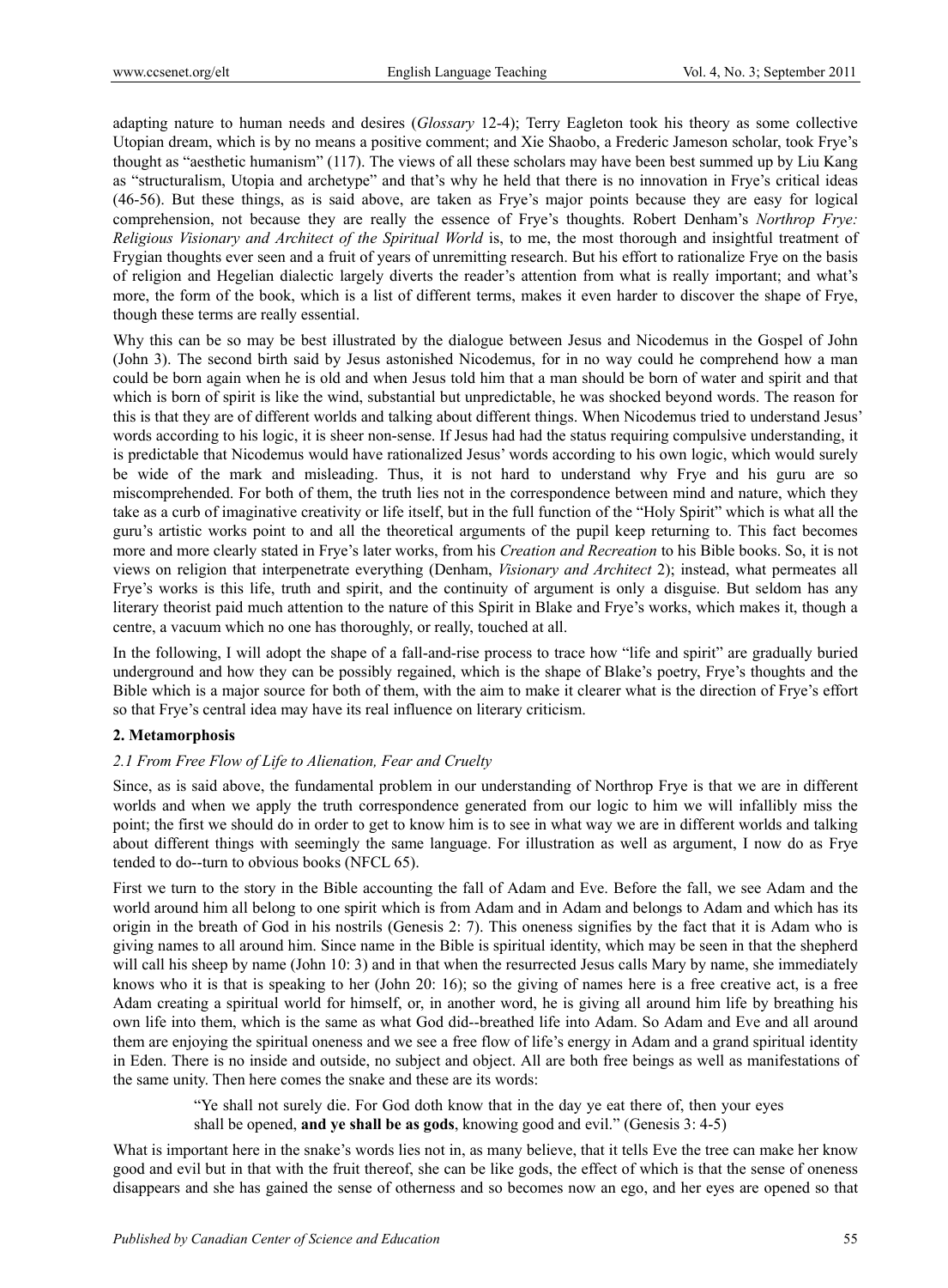adapting nature to human needs and desires (*Glossary* 12-4); Terry Eagleton took his theory as some collective Utopian dream, which is by no means a positive comment; and Xie Shaobo, a Frederic Jameson scholar, took Frye's thought as "aesthetic humanism" (117). The views of all these scholars may have been best summed up by Liu Kang as "structuralism, Utopia and archetype" and that's why he held that there is no innovation in Frye's critical ideas (46-56). But these things, as is said above, are taken as Frye's major points because they are easy for logical comprehension, not because they are really the essence of Frye's thoughts. Robert Denham's *Northrop Frye: Religious Visionary and Architect of the Spiritual World* is, to me, the most thorough and insightful treatment of Frygian thoughts ever seen and a fruit of years of unremitting research. But his effort to rationalize Frye on the basis of religion and Hegelian dialectic largely diverts the reader's attention from what is really important; and what's more, the form of the book, which is a list of different terms, makes it even harder to discover the shape of Frye, though these terms are really essential.

Why this can be so may be best illustrated by the dialogue between Jesus and Nicodemus in the Gospel of John (John 3). The second birth said by Jesus astonished Nicodemus, for in no way could he comprehend how a man could be born again when he is old and when Jesus told him that a man should be born of water and spirit and that which is born of spirit is like the wind, substantial but unpredictable, he was shocked beyond words. The reason for this is that they are of different worlds and talking about different things. When Nicodemus tried to understand Jesus' words according to his logic, it is sheer non-sense. If Jesus had had the status requiring compulsive understanding, it is predictable that Nicodemus would have rationalized Jesus' words according to his own logic, which would surely be wide of the mark and misleading. Thus, it is not hard to understand why Frye and his guru are so miscomprehended. For both of them, the truth lies not in the correspondence between mind and nature, which they take as a curb of imaginative creativity or life itself, but in the full function of the "Holy Spirit" which is what all the guru's artistic works point to and all the theoretical arguments of the pupil keep returning to. This fact becomes more and more clearly stated in Frye's later works, from his *Creation and Recreation* to his Bible books. So, it is not views on religion that interpenetrate everything (Denham, *Visionary and Architect* 2); instead, what permeates all Frye's works is this life, truth and spirit, and the continuity of argument is only a disguise. But seldom has any literary theorist paid much attention to the nature of this Spirit in Blake and Frye's works, which makes it, though a centre, a vacuum which no one has thoroughly, or really, touched at all.

In the following, I will adopt the shape of a fall-and-rise process to trace how "life and spirit" are gradually buried underground and how they can be possibly regained, which is the shape of Blake's poetry, Frye's thoughts and the Bible which is a major source for both of them, with the aim to make it clearer what is the direction of Frye's effort so that Frye's central idea may have its real influence on literary criticism.

## 2. Metamorphosis

### *2.1 From Free Flow of Life to Alienation, Fear and Cruelty*

Since, as is said above, the fundamental problem in our understanding of Northrop Frye is that we are in different worlds and when we apply the truth correspondence generated from our logic to him we will infallibly miss the point; the first we should do in order to get to know him is to see in what way we are in different worlds and talking about different things with seemingly the same language. For illustration as well as argument, I now do as Frye tended to do--turn to obvious books (NFCL 65).

First we turn to the story in the Bible accounting the fall of Adam and Eve. Before the fall, we see Adam and the world around him all belong to one spirit which is from Adam and in Adam and belongs to Adam and which has its origin in the breath of God in his nostrils (Genesis 2: 7). This oneness signifies by the fact that it is Adam who is giving names to all around him. Since name in the Bible is spiritual identity, which may be seen in that the shepherd will call his sheep by name (John 10: 3) and in that when the resurrected Jesus calls Mary by name, she immediately knows who it is that is speaking to her (John 20: 16); so the giving of names here is a free creative act, is a free Adam creating a spiritual world for himself, or, in another word, he is giving all around him life by breathing his own life into them, which is the same as what God did--breathed life into Adam. So Adam and Eve and all around them are enjoying the spiritual oneness and we see a free flow of life's energy in Adam and a grand spiritual identity in Eden. There is no inside and outside, no subject and object. All are both free beings as well as manifestations of the same unity. Then here comes the snake and these are its words:

> "Ye shall not surely die. For God doth know that in the day ye eat there of, then your eyes shall be opened, **and ye shall be as gods**, knowing good and evil." (Genesis 3: 4-5)

What is important here in the snake's words lies not in, as many believe, that it tells Eve the tree can make her know good and evil but in that with the fruit thereof, she can be like gods, the effect of which is that the sense of oneness disappears and she has gained the sense of otherness and so becomes now an ego, and her eyes are opened so that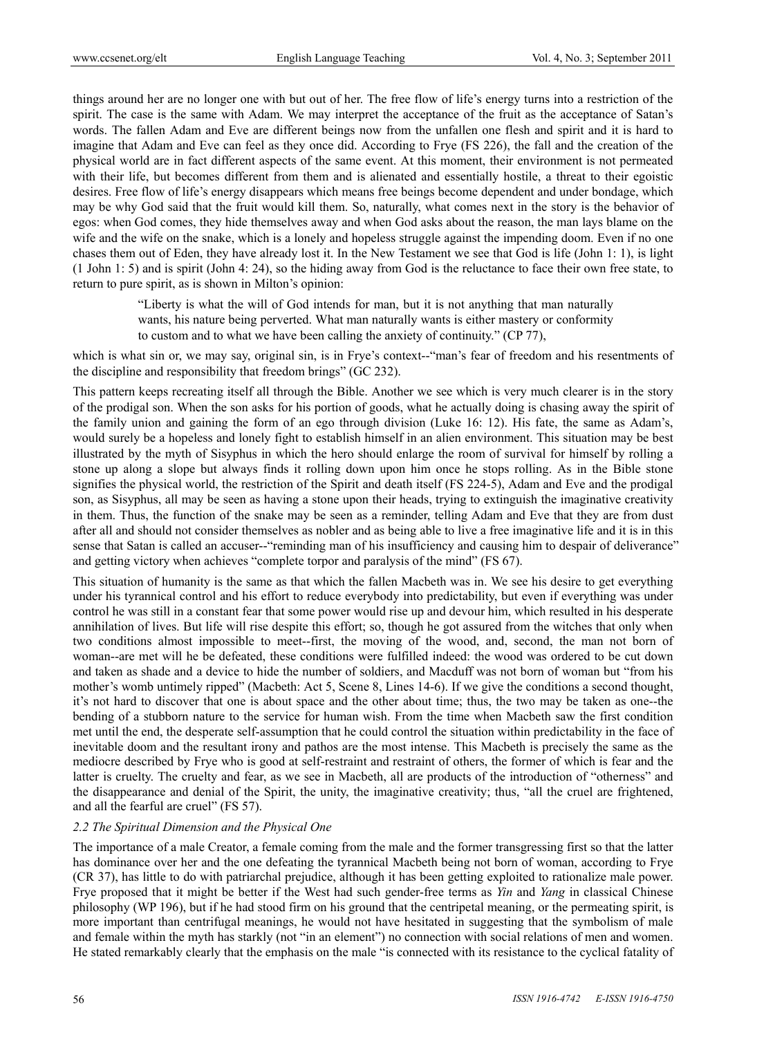things around her are no longer one with but out of her. The free flow of life's energy turns into a restriction of the spirit. The case is the same with Adam. We may interpret the acceptance of the fruit as the acceptance of Satan's words. The fallen Adam and Eve are different beings now from the unfallen one flesh and spirit and it is hard to imagine that Adam and Eve can feel as they once did. According to Frye (FS 226), the fall and the creation of the physical world are in fact different aspects of the same event. At this moment, their environment is not permeated with their life, but becomes different from them and is alienated and essentially hostile, a threat to their egoistic desires. Free flow of life's energy disappears which means free beings become dependent and under bondage, which may be why God said that the fruit would kill them. So, naturally, what comes next in the story is the behavior of egos: when God comes, they hide themselves away and when God asks about the reason, the man lays blame on the wife and the wife on the snake, which is a lonely and helpless struggle against the impending doom. Even if no one chases them out of Eden, they have already lost it. In the New Testament we see that God is life (John 1: 1), is light (1 John 1: 5) and is spirit (John 4: 24), so the hiding away from God is the reluctance to face their own free state, to return to pure spirit, as is shown in Milton's opinion:

> "Liberty is what the will of God intends for man, but it is not anything that man naturally wants, his nature being perverted. What man naturally wants is either mastery or conformity to custom and to what we have been calling the anxiety of continuity." (CP 77),

which is what sin or, we may say, original sin, is in Frye's context--"man's fear of freedom and his resentments of the discipline and responsibility that freedom brings" (GC 232).

This pattern keeps recreating itself all through the Bible. Another we see which is very much clearer is in the story of the prodigal son. When the son asks for his portion of goods, what he actually doing is chasing away the spirit of the family union and gaining the form of an ego through division (Luke 16: 12). His fate, the same as Adam's, would surely be a hopeless and lonely fight to establish himself in an alien environment. This situation may be best illustrated by the myth of Sisyphus in which the hero should enlarge the room of survival for himself by rolling a stone up along a slope but always finds it rolling down upon him once he stops rolling. As in the Bible stone signifies the physical world, the restriction of the Spirit and death itself (FS 224-5), Adam and Eve and the prodigal son, as Sisyphus, all may be seen as having a stone upon their heads, trying to extinguish the imaginative creativity in them. Thus, the function of the snake may be seen as a reminder, telling Adam and Eve that they are from dust after all and should not consider themselves as nobler and as being able to live a free imaginative life and it is in this sense that Satan is called an accuser--"reminding man of his insufficiency and causing him to despair of deliverance" and getting victory when achieves "complete torpor and paralysis of the mind" (FS 67).

This situation of humanity is the same as that which the fallen Macbeth was in. We see his desire to get everything under his tyrannical control and his effort to reduce everybody into predictability, but even if everything was under control he was still in a constant fear that some power would rise up and devour him, which resulted in his desperate annihilation of lives. But life will rise despite this effort; so, though he got assured from the witches that only when two conditions almost impossible to meet--first, the moving of the wood, and, second, the man not born of woman--are met will he be defeated, these conditions were fulfilled indeed: the wood was ordered to be cut down and taken as shade and a device to hide the number of soldiers, and Macduff was not born of woman but "from his mother's womb untimely ripped" (Macbeth: Act 5, Scene 8, Lines 14-6). If we give the conditions a second thought, it's not hard to discover that one is about space and the other about time; thus, the two may be taken as one--the bending of a stubborn nature to the service for human wish. From the time when Macbeth saw the first condition met until the end, the desperate self-assumption that he could control the situation within predictability in the face of inevitable doom and the resultant irony and pathos are the most intense. This Macbeth is precisely the same as the mediocre described by Frye who is good at self-restraint and restraint of others, the former of which is fear and the latter is cruelty. The cruelty and fear, as we see in Macbeth, all are products of the introduction of "otherness" and the disappearance and denial of the Spirit, the unity, the imaginative creativity; thus, "all the cruel are frightened, and all the fearful are cruel" (FS 57).

### *2.2 The Spiritual Dimension and the Physical One*

The importance of a male Creator, a female coming from the male and the former transgressing first so that the latter has dominance over her and the one defeating the tyrannical Macbeth being not born of woman, according to Frye (CR 37), has little to do with patriarchal prejudice, although it has been getting exploited to rationalize male power. Frye proposed that it might be better if the West had such gender-free terms as *Yin* and *Yang* in classical Chinese philosophy (WP 196), but if he had stood firm on his ground that the centripetal meaning, or the permeating spirit, is more important than centrifugal meanings, he would not have hesitated in suggesting that the symbolism of male and female within the myth has starkly (not "in an element") no connection with social relations of men and women. He stated remarkably clearly that the emphasis on the male "is connected with its resistance to the cyclical fatality of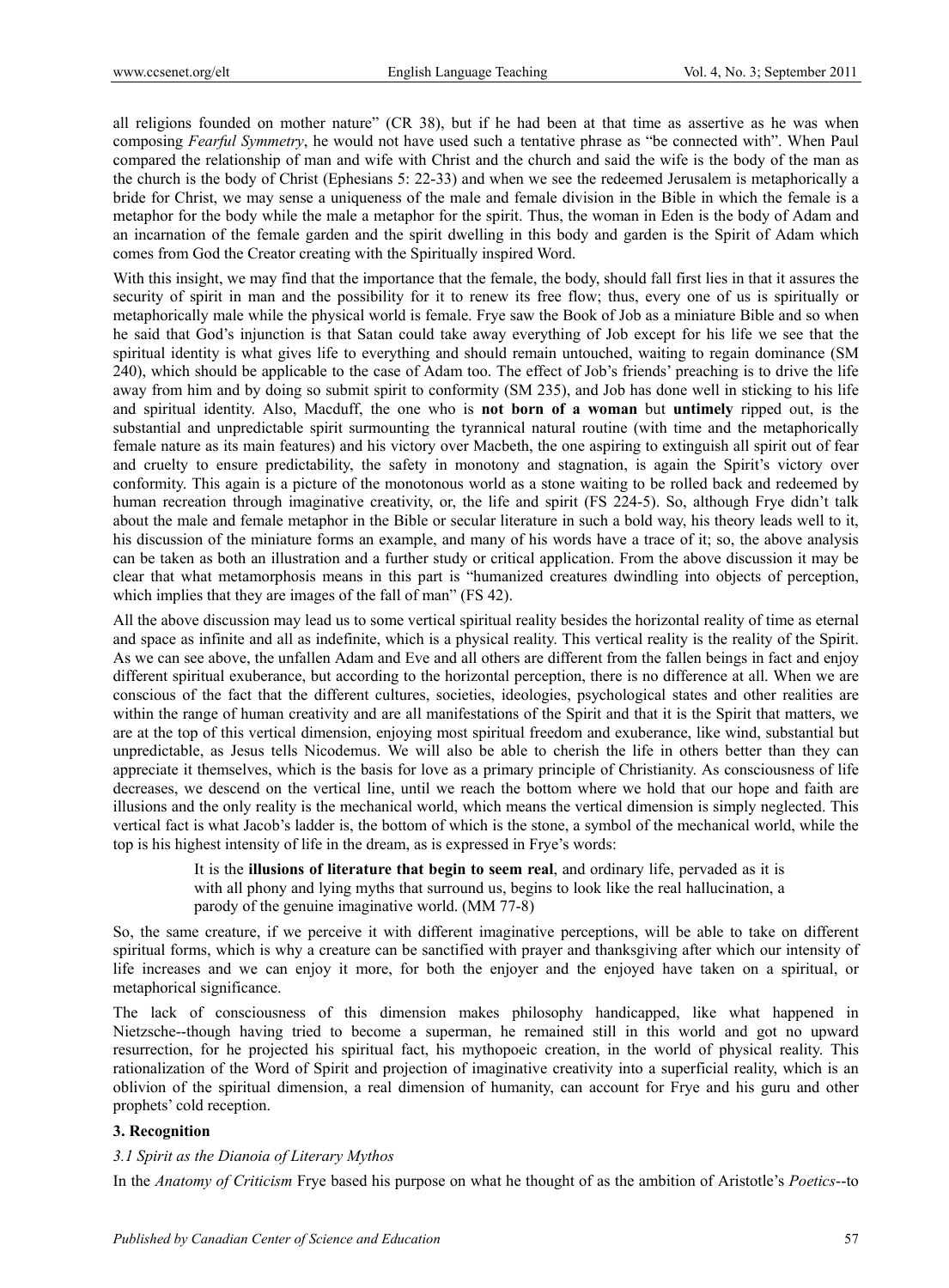all religions founded on mother nature" (CR 38), but if he had been at that time as assertive as he was when composing *Fearful Symmetry*, he would not have used such a tentative phrase as "be connected with". When Paul compared the relationship of man and wife with Christ and the church and said the wife is the body of the man as the church is the body of Christ (Ephesians 5: 22-33) and when we see the redeemed Jerusalem is metaphorically a bride for Christ, we may sense a uniqueness of the male and female division in the Bible in which the female is a metaphor for the body while the male a metaphor for the spirit. Thus, the woman in Eden is the body of Adam and an incarnation of the female garden and the spirit dwelling in this body and garden is the Spirit of Adam which comes from God the Creator creating with the Spiritually inspired Word.

With this insight, we may find that the importance that the female, the body, should fall first lies in that it assures the security of spirit in man and the possibility for it to renew its free flow; thus, every one of us is spiritually or metaphorically male while the physical world is female. Frye saw the Book of Job as a miniature Bible and so when he said that God's injunction is that Satan could take away everything of Job except for his life we see that the spiritual identity is what gives life to everything and should remain untouched, waiting to regain dominance (SM 240), which should be applicable to the case of Adam too. The effect of Job's friends' preaching is to drive the life away from him and by doing so submit spirit to conformity (SM 235), and Job has done well in sticking to his life and spiritual identity. Also, Macduff, the one who is **not born of a woman** but **untimely** ripped out, is the substantial and unpredictable spirit surmounting the tyrannical natural routine (with time and the metaphorically female nature as its main features) and his victory over Macbeth, the one aspiring to extinguish all spirit out of fear and cruelty to ensure predictability, the safety in monotony and stagnation, is again the Spirit's victory over conformity. This again is a picture of the monotonous world as a stone waiting to be rolled back and redeemed by human recreation through imaginative creativity, or, the life and spirit (FS 224-5). So, although Frye didn't talk about the male and female metaphor in the Bible or secular literature in such a bold way, his theory leads well to it, his discussion of the miniature forms an example, and many of his words have a trace of it; so, the above analysis can be taken as both an illustration and a further study or critical application. From the above discussion it may be clear that what metamorphosis means in this part is "humanized creatures dwindling into objects of perception, which implies that they are images of the fall of man" (FS 42).

All the above discussion may lead us to some vertical spiritual reality besides the horizontal reality of time as eternal and space as infinite and all as indefinite, which is a physical reality. This vertical reality is the reality of the Spirit. As we can see above, the unfallen Adam and Eve and all others are different from the fallen beings in fact and enjoy different spiritual exuberance, but according to the horizontal perception, there is no difference at all. When we are conscious of the fact that the different cultures, societies, ideologies, psychological states and other realities are within the range of human creativity and are all manifestations of the Spirit and that it is the Spirit that matters, we are at the top of this vertical dimension, enjoying most spiritual freedom and exuberance, like wind, substantial but unpredictable, as Jesus tells Nicodemus. We will also be able to cherish the life in others better than they can appreciate it themselves, which is the basis for love as a primary principle of Christianity. As consciousness of life decreases, we descend on the vertical line, until we reach the bottom where we hold that our hope and faith are illusions and the only reality is the mechanical world, which means the vertical dimension is simply neglected. This vertical fact is what Jacob's ladder is, the bottom of which is the stone, a symbol of the mechanical world, while the top is his highest intensity of life in the dream, as is expressed in Frye's words:

> It is the **illusions of literature that begin to seem real**, and ordinary life, pervaded as it is with all phony and lying myths that surround us, begins to look like the real hallucination, a parody of the genuine imaginative world. (MM 77-8)

So, the same creature, if we perceive it with different imaginative perceptions, will be able to take on different spiritual forms, which is why a creature can be sanctified with prayer and thanksgiving after which our intensity of life increases and we can enjoy it more, for both the enjoyer and the enjoyed have taken on a spiritual, or metaphorical significance.

The lack of consciousness of this dimension makes philosophy handicapped, like what happened in Nietzsche--though having tried to become a superman, he remained still in this world and got no upward resurrection, for he projected his spiritual fact, his mythopoeic creation, in the world of physical reality. This rationalization of the Word of Spirit and projection of imaginative creativity into a superficial reality, which is an oblivion of the spiritual dimension, a real dimension of humanity, can account for Frye and his guru and other prophets' cold reception.

## 3. Recognition

### *3.1 Spirit as the Dianoia of Literary Mythos*

In the *Anatomy of Criticism* Frye based his purpose on what he thought of as the ambition of Aristotle's *Poetics*--to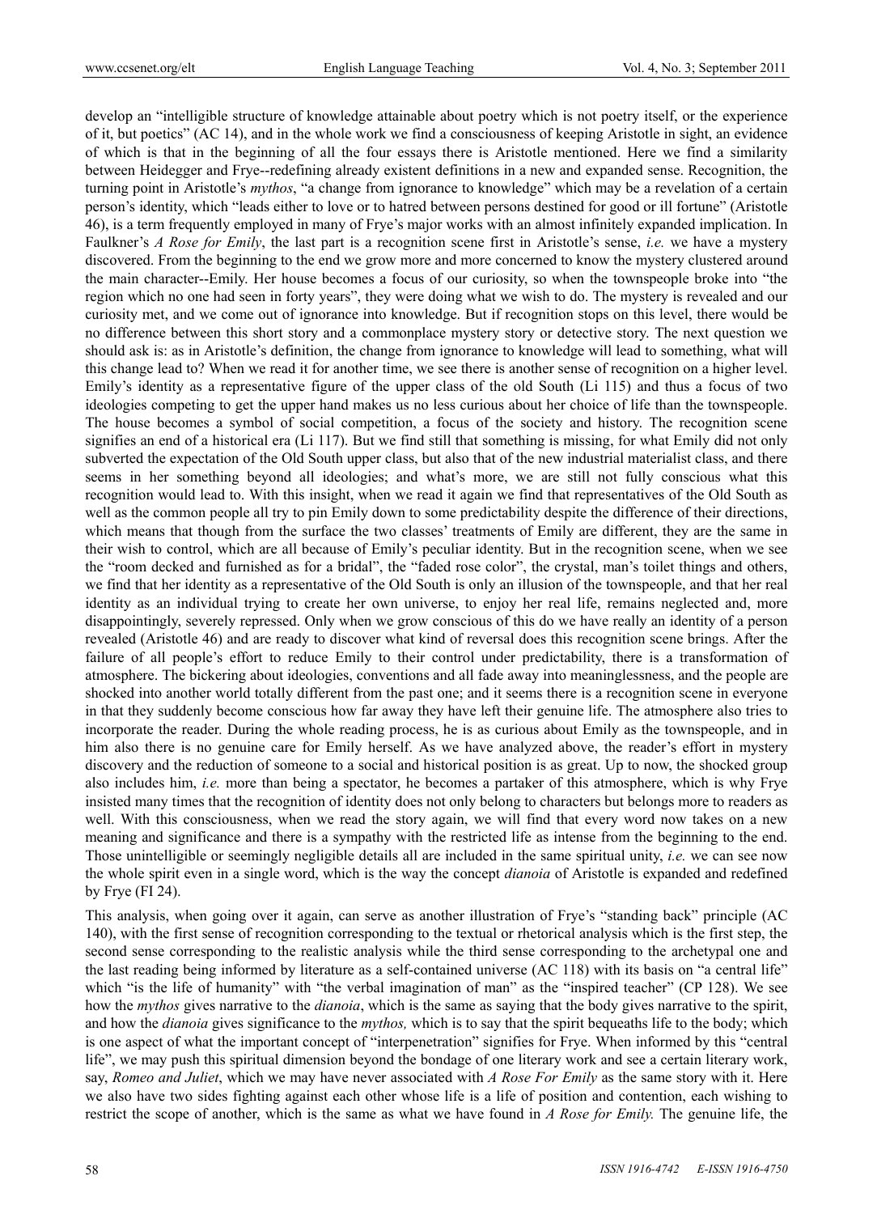develop an "intelligible structure of knowledge attainable about poetry which is not poetry itself, or the experience of it, but poetics" (AC 14), and in the whole work we find a consciousness of keeping Aristotle in sight, an evidence of which is that in the beginning of all the four essays there is Aristotle mentioned. Here we find a similarity between Heidegger and Frye--redefining already existent definitions in a new and expanded sense. Recognition, the turning point in Aristotle's *mythos*, "a change from ignorance to knowledge" which may be a revelation of a certain person's identity, which "leads either to love or to hatred between persons destined for good or ill fortune" (Aristotle 46), is a term frequently employed in many of Frye's major works with an almost infinitely expanded implication. In Faulkner's *A Rose for Emily*, the last part is a recognition scene first in Aristotle's sense, *i.e.* we have a mystery discovered. From the beginning to the end we grow more and more concerned to know the mystery clustered around the main character--Emily. Her house becomes a focus of our curiosity, so when the townspeople broke into "the region which no one had seen in forty years", they were doing what we wish to do. The mystery is revealed and our curiosity met, and we come out of ignorance into knowledge. But if recognition stops on this level, there would be no difference between this short story and a commonplace mystery story or detective story. The next question we should ask is: as in Aristotle's definition, the change from ignorance to knowledge will lead to something, what will this change lead to? When we read it for another time, we see there is another sense of recognition on a higher level. Emily's identity as a representative figure of the upper class of the old South (Li 115) and thus a focus of two ideologies competing to get the upper hand makes us no less curious about her choice of life than the townspeople. The house becomes a symbol of social competition, a focus of the society and history. The recognition scene signifies an end of a historical era (Li 117). But we find still that something is missing, for what Emily did not only subverted the expectation of the Old South upper class, but also that of the new industrial materialist class, and there seems in her something beyond all ideologies; and what's more, we are still not fully conscious what this recognition would lead to. With this insight, when we read it again we find that representatives of the Old South as well as the common people all try to pin Emily down to some predictability despite the difference of their directions, which means that though from the surface the two classes' treatments of Emily are different, they are the same in their wish to control, which are all because of Emily's peculiar identity. But in the recognition scene, when we see the "room decked and furnished as for a bridal", the "faded rose color", the crystal, man's toilet things and others, we find that her identity as a representative of the Old South is only an illusion of the townspeople, and that her real identity as an individual trying to create her own universe, to enjoy her real life, remains neglected and, more disappointingly, severely repressed. Only when we grow conscious of this do we have really an identity of a person revealed (Aristotle 46) and are ready to discover what kind of reversal does this recognition scene brings. After the failure of all people's effort to reduce Emily to their control under predictability, there is a transformation of atmosphere. The bickering about ideologies, conventions and all fade away into meaninglessness, and the people are shocked into another world totally different from the past one; and it seems there is a recognition scene in everyone in that they suddenly become conscious how far away they have left their genuine life. The atmosphere also tries to incorporate the reader. During the whole reading process, he is as curious about Emily as the townspeople, and in him also there is no genuine care for Emily herself. As we have analyzed above, the reader's effort in mystery discovery and the reduction of someone to a social and historical position is as great. Up to now, the shocked group also includes him, *i.e.* more than being a spectator, he becomes a partaker of this atmosphere, which is why Frye insisted many times that the recognition of identity does not only belong to characters but belongs more to readers as well. With this consciousness, when we read the story again, we will find that every word now takes on a new meaning and significance and there is a sympathy with the restricted life as intense from the beginning to the end. Those unintelligible or seemingly negligible details all are included in the same spiritual unity, *i.e.* we can see now the whole spirit even in a single word, which is the way the concept *dianoia* of Aristotle is expanded and redefined by Frye (FI 24).

This analysis, when going over it again, can serve as another illustration of Frye's "standing back" principle (AC 140), with the first sense of recognition corresponding to the textual or rhetorical analysis which is the first step, the second sense corresponding to the realistic analysis while the third sense corresponding to the archetypal one and the last reading being informed by literature as a self-contained universe (AC 118) with its basis on "a central life" which "is the life of humanity" with "the verbal imagination of man" as the "inspired teacher" (CP 128). We see how the *mythos* gives narrative to the *dianoia*, which is the same as saying that the body gives narrative to the spirit, and how the *dianoia* gives significance to the *mythos,* which is to say that the spirit bequeaths life to the body; which is one aspect of what the important concept of "interpenetration" signifies for Frye. When informed by this "central life", we may push this spiritual dimension beyond the bondage of one literary work and see a certain literary work, say, *Romeo and Juliet*, which we may have never associated with *A Rose For Emily* as the same story with it. Here we also have two sides fighting against each other whose life is a life of position and contention, each wishing to restrict the scope of another, which is the same as what we have found in *A Rose for Emily.* The genuine life, the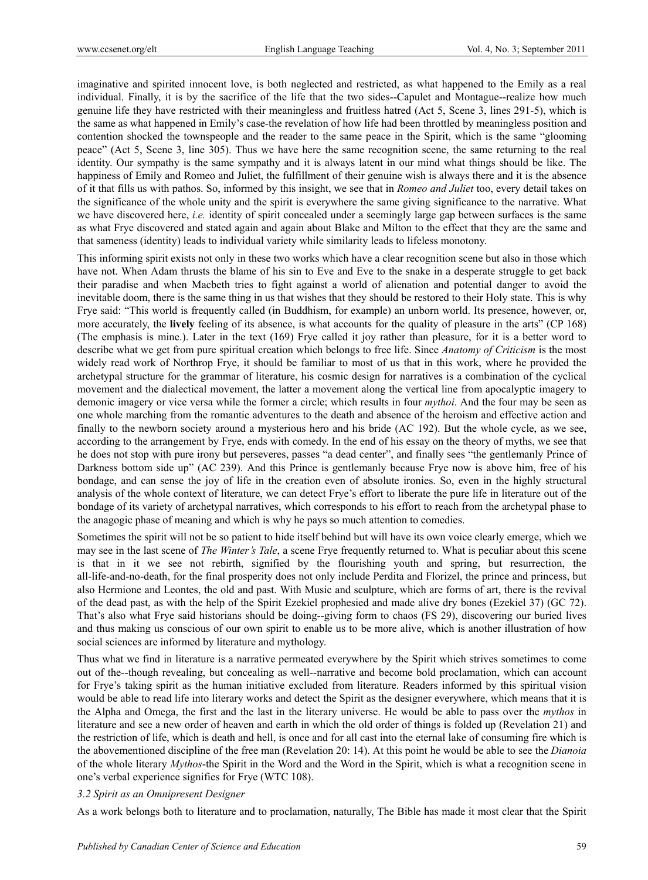imaginative and spirited innocent love, is both neglected and restricted, as what happened to the Emily as a real individual. Finally, it is by the sacrifice of the life that the two sides--Capulet and Montague--realize how much genuine life they have restricted with their meaningless and fruitless hatred (Act 5, Scene 3, lines 291-5), which is the same as what happened in Emily's case-the revelation of how life had been throttled by meaningless position and contention shocked the townspeople and the reader to the same peace in the Spirit, which is the same "glooming peace" (Act 5, Scene 3, line 305). Thus we have here the same recognition scene, the same returning to the real identity. Our sympathy is the same sympathy and it is always latent in our mind what things should be like. The happiness of Emily and Romeo and Juliet, the fulfillment of their genuine wish is always there and it is the absence of it that fills us with pathos. So, informed by this insight, we see that in *Romeo and Juliet* too, every detail takes on the significance of the whole unity and the spirit is everywhere the same giving significance to the narrative. What we have discovered here, *i.e.* identity of spirit concealed under a seemingly large gap between surfaces is the same as what Frye discovered and stated again and again about Blake and Milton to the effect that they are the same and that sameness (identity) leads to individual variety while similarity leads to lifeless monotony.

This informing spirit exists not only in these two works which have a clear recognition scene but also in those which have not. When Adam thrusts the blame of his sin to Eve and Eve to the snake in a desperate struggle to get back their paradise and when Macbeth tries to fight against a world of alienation and potential danger to avoid the inevitable doom, there is the same thing in us that wishes that they should be restored to their Holy state. This is why Frye said: "This world is frequently called (in Buddhism, for example) an unborn world. Its presence, however, or, more accurately, the **lively** feeling of its absence, is what accounts for the quality of pleasure in the arts" (CP 168) (The emphasis is mine.). Later in the text (169) Frye called it joy rather than pleasure, for it is a better word to describe what we get from pure spiritual creation which belongs to free life. Since *Anatomy of Criticism* is the most widely read work of Northrop Frye, it should be familiar to most of us that in this work, where he provided the archetypal structure for the grammar of literature, his cosmic design for narratives is a combination of the cyclical movement and the dialectical movement, the latter a movement along the vertical line from apocalyptic imagery to demonic imagery or vice versa while the former a circle; which results in four *mythoi*. And the four may be seen as one whole marching from the romantic adventures to the death and absence of the heroism and effective action and finally to the newborn society around a mysterious hero and his bride (AC 192). But the whole cycle, as we see, according to the arrangement by Frye, ends with comedy. In the end of his essay on the theory of myths, we see that he does not stop with pure irony but perseveres, passes "a dead center", and finally sees "the gentlemanly Prince of Darkness bottom side up" (AC 239). And this Prince is gentlemanly because Frye now is above him, free of his bondage, and can sense the joy of life in the creation even of absolute ironies. So, even in the highly structural analysis of the whole context of literature, we can detect Frye's effort to liberate the pure life in literature out of the bondage of its variety of archetypal narratives, which corresponds to his effort to reach from the archetypal phase to the anagogic phase of meaning and which is why he pays so much attention to comedies.

Sometimes the spirit will not be so patient to hide itself behind but will have its own voice clearly emerge, which we may see in the last scene of *The Winter's Tale*, a scene Frye frequently returned to. What is peculiar about this scene is that in it we see not rebirth, signified by the flourishing youth and spring, but resurrection, the all-life-and-no-death, for the final prosperity does not only include Perdita and Florizel, the prince and princess, but also Hermione and Leontes, the old and past. With Music and sculpture, which are forms of art, there is the revival of the dead past, as with the help of the Spirit Ezekiel prophesied and made alive dry bones (Ezekiel 37) (GC 72). That's also what Frye said historians should be doing--giving form to chaos (FS 29), discovering our buried lives and thus making us conscious of our own spirit to enable us to be more alive, which is another illustration of how social sciences are informed by literature and mythology.

Thus what we find in literature is a narrative permeated everywhere by the Spirit which strives sometimes to come out of the--though revealing, but concealing as well--narrative and become bold proclamation, which can account for Frye's taking spirit as the human initiative excluded from literature. Readers informed by this spiritual vision would be able to read life into literary works and detect the Spirit as the designer everywhere, which means that it is the Alpha and Omega, the first and the last in the literary universe. He would be able to pass over the *mythos* in literature and see a new order of heaven and earth in which the old order of things is folded up (Revelation 21) and the restriction of life, which is death and hell, is once and for all cast into the eternal lake of consuming fire which is the abovementioned discipline of the free man (Revelation 20: 14). At this point he would be able to see the *Dianoia* of the whole literary *Mythos*-the Spirit in the Word and the Word in the Spirit, which is what a recognition scene in one's verbal experience signifies for Frye (WTC 108).

### *3.2 Spirit as an Omnipresent Designer*

As a work belongs both to literature and to proclamation, naturally, The Bible has made it most clear that the Spirit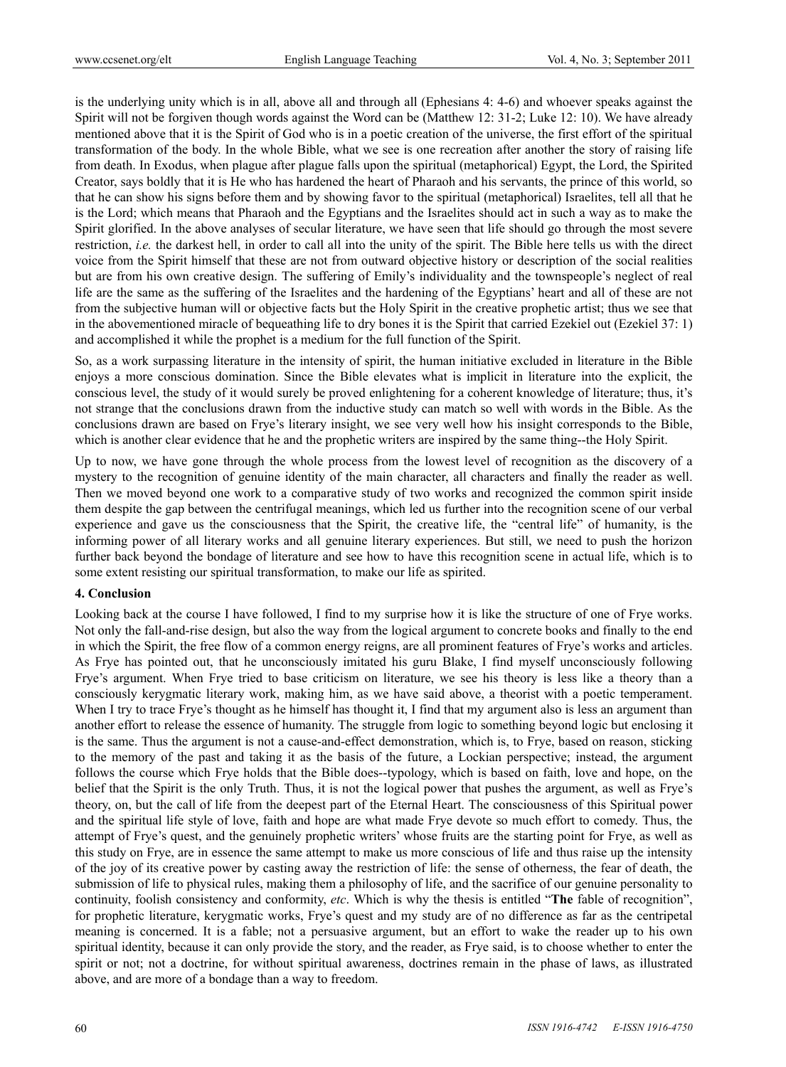is the underlying unity which is in all, above all and through all (Ephesians 4: 4-6) and whoever speaks against the Spirit will not be forgiven though words against the Word can be (Matthew 12: 31-2; Luke 12: 10). We have already mentioned above that it is the Spirit of God who is in a poetic creation of the universe, the first effort of the spiritual transformation of the body. In the whole Bible, what we see is one recreation after another the story of raising life from death. In Exodus, when plague after plague falls upon the spiritual (metaphorical) Egypt, the Lord, the Spirited Creator, says boldly that it is He who has hardened the heart of Pharaoh and his servants, the prince of this world, so that he can show his signs before them and by showing favor to the spiritual (metaphorical) Israelites, tell all that he is the Lord; which means that Pharaoh and the Egyptians and the Israelites should act in such a way as to make the Spirit glorified. In the above analyses of secular literature, we have seen that life should go through the most severe restriction, *i.e.* the darkest hell, in order to call all into the unity of the spirit. The Bible here tells us with the direct voice from the Spirit himself that these are not from outward objective history or description of the social realities but are from his own creative design. The suffering of Emily's individuality and the townspeople's neglect of real life are the same as the suffering of the Israelites and the hardening of the Egyptians' heart and all of these are not from the subjective human will or objective facts but the Holy Spirit in the creative prophetic artist; thus we see that in the abovementioned miracle of bequeathing life to dry bones it is the Spirit that carried Ezekiel out (Ezekiel 37: 1) and accomplished it while the prophet is a medium for the full function of the Spirit.

So, as a work surpassing literature in the intensity of spirit, the human initiative excluded in literature in the Bible enjoys a more conscious domination. Since the Bible elevates what is implicit in literature into the explicit, the conscious level, the study of it would surely be proved enlightening for a coherent knowledge of literature; thus, it's not strange that the conclusions drawn from the inductive study can match so well with words in the Bible. As the conclusions drawn are based on Frye's literary insight, we see very well how his insight corresponds to the Bible, which is another clear evidence that he and the prophetic writers are inspired by the same thing--the Holy Spirit.

Up to now, we have gone through the whole process from the lowest level of recognition as the discovery of a mystery to the recognition of genuine identity of the main character, all characters and finally the reader as well. Then we moved beyond one work to a comparative study of two works and recognized the common spirit inside them despite the gap between the centrifugal meanings, which led us further into the recognition scene of our verbal experience and gave us the consciousness that the Spirit, the creative life, the "central life" of humanity, is the informing power of all literary works and all genuine literary experiences. But still, we need to push the horizon further back beyond the bondage of literature and see how to have this recognition scene in actual life, which is to some extent resisting our spiritual transformation, to make our life as spirited.

## 4. Conclusion

Looking back at the course I have followed, I find to my surprise how it is like the structure of one of Frye works. Not only the fall-and-rise design, but also the way from the logical argument to concrete books and finally to the end in which the Spirit, the free flow of a common energy reigns, are all prominent features of Frye's works and articles. As Frye has pointed out, that he unconsciously imitated his guru Blake, I find myself unconsciously following Frye's argument. When Frye tried to base criticism on literature, we see his theory is less like a theory than a consciously kerygmatic literary work, making him, as we have said above, a theorist with a poetic temperament. When I try to trace Frye's thought as he himself has thought it, I find that my argument also is less an argument than another effort to release the essence of humanity. The struggle from logic to something beyond logic but enclosing it is the same. Thus the argument is not a cause-and-effect demonstration, which is, to Frye, based on reason, sticking to the memory of the past and taking it as the basis of the future, a Lockian perspective; instead, the argument follows the course which Frye holds that the Bible does--typology, which is based on faith, love and hope, on the belief that the Spirit is the only Truth. Thus, it is not the logical power that pushes the argument, as well as Frye's theory, on, but the call of life from the deepest part of the Eternal Heart. The consciousness of this Spiritual power and the spiritual life style of love, faith and hope are what made Frye devote so much effort to comedy. Thus, the attempt of Frye's quest, and the genuinely prophetic writers' whose fruits are the starting point for Frye, as well as this study on Frye, are in essence the same attempt to make us more conscious of life and thus raise up the intensity of the joy of its creative power by casting away the restriction of life: the sense of otherness, the fear of death, the submission of life to physical rules, making them a philosophy of life, and the sacrifice of our genuine personality to continuity, foolish consistency and conformity, *etc*. Which is why the thesis is entitled "**The** fable of recognition", for prophetic literature, kerygmatic works, Frye's quest and my study are of no difference as far as the centripetal meaning is concerned. It is a fable; not a persuasive argument, but an effort to wake the reader up to his own spiritual identity, because it can only provide the story, and the reader, as Frye said, is to choose whether to enter the spirit or not; not a doctrine, for without spiritual awareness, doctrines remain in the phase of laws, as illustrated above, and are more of a bondage than a way to freedom.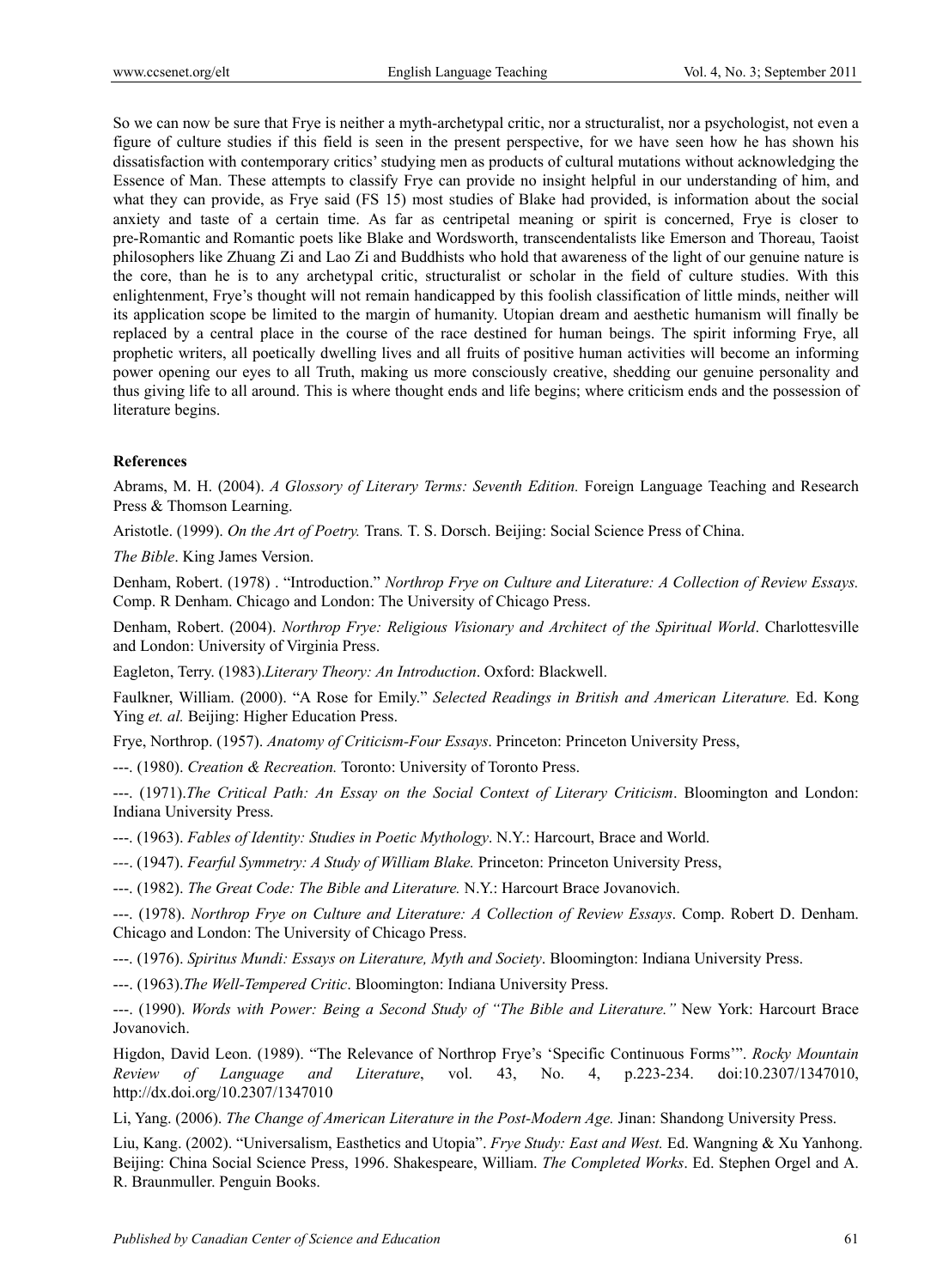So we can now be sure that Frye is neither a myth-archetypal critic, nor a structuralist, nor a psychologist, not even a figure of culture studies if this field is seen in the present perspective, for we have seen how he has shown his dissatisfaction with contemporary critics' studying men as products of cultural mutations without acknowledging the Essence of Man. These attempts to classify Frye can provide no insight helpful in our understanding of him, and what they can provide, as Frye said (FS 15) most studies of Blake had provided, is information about the social anxiety and taste of a certain time. As far as centripetal meaning or spirit is concerned, Frye is closer to pre-Romantic and Romantic poets like Blake and Wordsworth, transcendentalists like Emerson and Thoreau, Taoist philosophers like Zhuang Zi and Lao Zi and Buddhists who hold that awareness of the light of our genuine nature is the core, than he is to any archetypal critic, structuralist or scholar in the field of culture studies. With this enlightenment, Frye's thought will not remain handicapped by this foolish classification of little minds, neither will its application scope be limited to the margin of humanity. Utopian dream and aesthetic humanism will finally be replaced by a central place in the course of the race destined for human beings. The spirit informing Frye, all prophetic writers, all poetically dwelling lives and all fruits of positive human activities will become an informing power opening our eyes to all Truth, making us more consciously creative, shedding our genuine personality and thus giving life to all around. This is where thought ends and life begins; where criticism ends and the possession of literature begins.

## References

Abrams, M. H. (2004). *A Glossory of Literary Terms: Seventh Edition.* Foreign Language Teaching and Research Press & Thomson Learning.

Aristotle. (1999). *On the Art of Poetry.* Trans*.* T. S. Dorsch. Beijing: Social Science Press of China.

*The Bible*. King James Version.

Denham, Robert. (1978) . "Introduction." *Northrop Frye on Culture and Literature: A Collection of Review Essays.* Comp. R Denham. Chicago and London: The University of Chicago Press.

Denham, Robert. (2004). *Northrop Frye: Religious Visionary and Architect of the Spiritual World*. Charlottesville and London: University of Virginia Press.

Eagleton, Terry. (1983).*Literary Theory: An Introduction*. Oxford: Blackwell.

Faulkner, William. (2000). "A Rose for Emily." *Selected Readings in British and American Literature.* Ed. Kong Ying *et. al.* Beijing: Higher Education Press.

Frye, Northrop. (1957). *Anatomy of Criticism-Four Essays*. Princeton: Princeton University Press,

---. (1980). *Creation & Recreation.* Toronto: University of Toronto Press.

---. (1971).*The Critical Path: An Essay on the Social Context of Literary Criticism*. Bloomington and London: Indiana University Press.

---. (1963). *Fables of Identity: Studies in Poetic Mythology*. N.Y.: Harcourt, Brace and World.

---. (1947). *Fearful Symmetry: A Study of William Blake.* Princeton: Princeton University Press,

---. (1982). *The Great Code: The Bible and Literature.* N.Y.: Harcourt Brace Jovanovich.

---. (1978). *Northrop Frye on Culture and Literature: A Collection of Review Essays*. Comp. Robert D. Denham. Chicago and London: The University of Chicago Press.

---. (1976). *Spiritus Mundi: Essays on Literature, Myth and Society*. Bloomington: Indiana University Press.

---. (1963).*The Well-Tempered Critic*. Bloomington: Indiana University Press.

---. (1990). *Words with Power: Being a Second Study of "The Bible and Literature."* New York: Harcourt Brace Jovanovich.

Higdon, David Leon. (1989). "The Relevance of Northrop Frye's 'Specific Continuous Forms'". *Rocky Mountain Review of Language and Literature*, vol. 43, No. 4, p.223-234. doi:10.2307/1347010, http://dx.doi.org/10.2307/1347010

Li, Yang. (2006). *The Change of American Literature in the Post-Modern Age.* Jinan: Shandong University Press.

Liu, Kang. (2002). "Universalism, Easthetics and Utopia". *Frye Study: East and West.* Ed. Wangning & Xu Yanhong. Beijing: China Social Science Press, 1996. Shakespeare, William. *The Completed Works*. Ed. Stephen Orgel and A. R. Braunmuller. Penguin Books.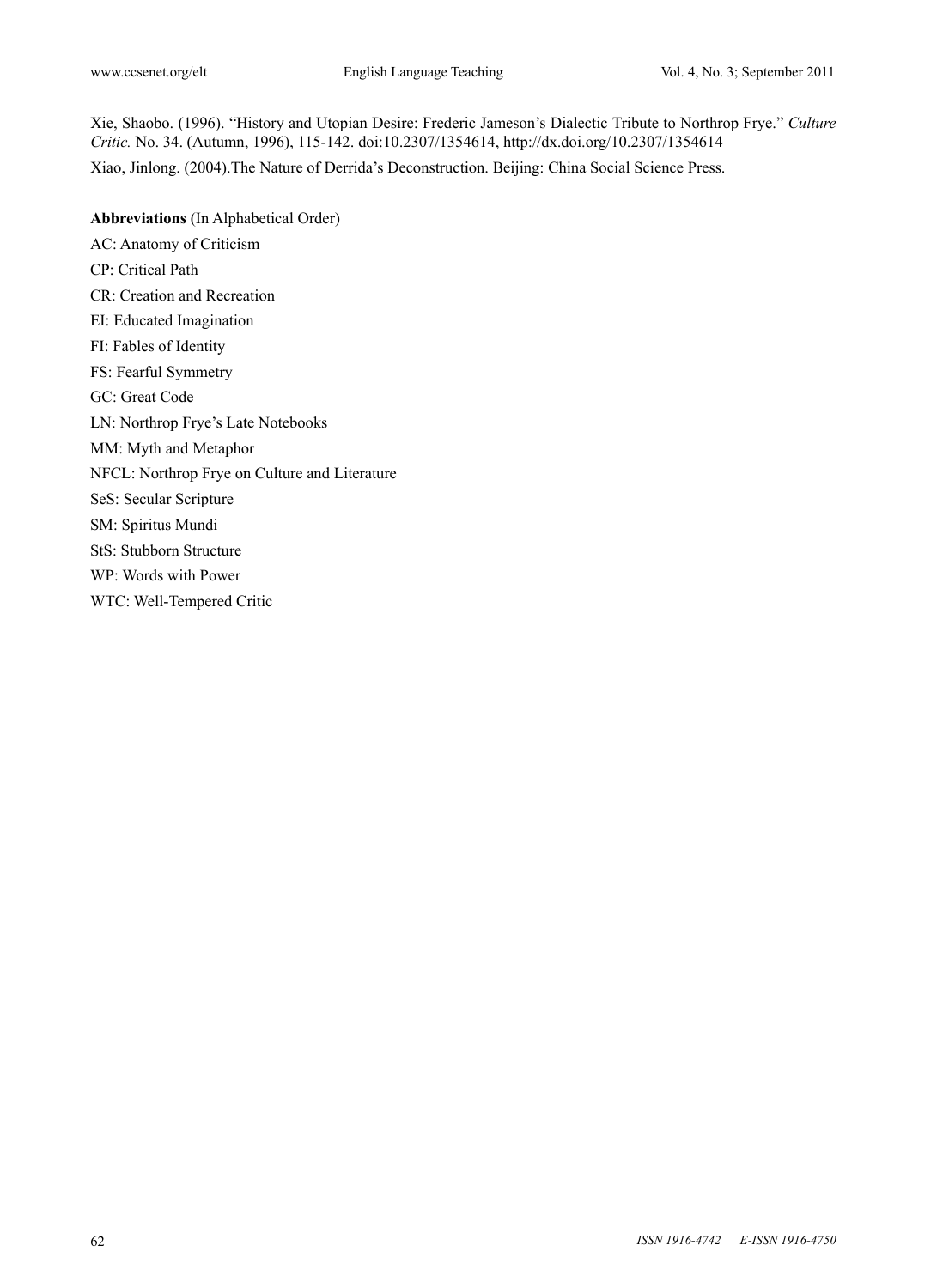Xie, Shaobo. (1996). "History and Utopian Desire: Frederic Jameson's Dialectic Tribute to Northrop Frye." *Culture Critic.* No. 34. (Autumn, 1996), 115-142. doi:10.2307/1354614, http://dx.doi.org/10.2307/1354614

Xiao, Jinlong. (2004).The Nature of Derrida's Deconstruction. Beijing: China Social Science Press.

**Abbreviations** (In Alphabetical Order)

AC: Anatomy of Criticism

CP: Critical Path

CR: Creation and Recreation

EI: Educated Imagination

FI: Fables of Identity

FS: Fearful Symmetry

GC: Great Code

LN: Northrop Frye's Late Notebooks

MM: Myth and Metaphor

NFCL: Northrop Frye on Culture and Literature

SeS: Secular Scripture

SM: Spiritus Mundi

StS: Stubborn Structure

WP: Words with Power

WTC: Well-Tempered Critic